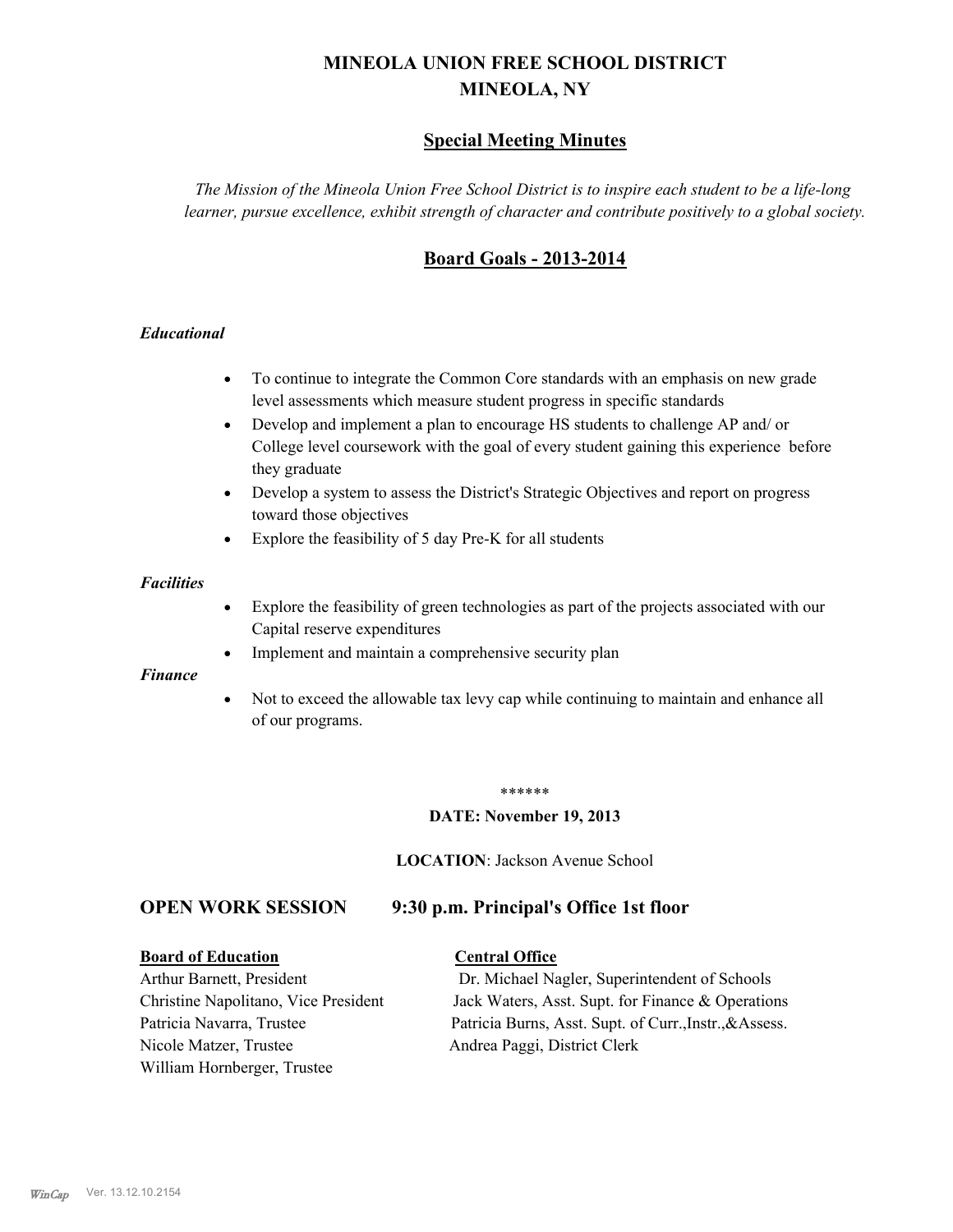# MINEOLA UNION FREE SCHOOL DISTRICT
# MINEOLA, NY

## Special Meeting Minutes

*The Mission of the Mineola Union Free School District is to inspire each student to be a life-long learner, pursue excellence, exhibit strength of character and contribute positively to a global society.*

## Board Goals - 2013-2014

### *Educational*

- To continue to integrate the Common Core standards with an emphasis on new grade level assessments which measure student progress in specific standards
- Develop and implement a plan to encourage HS students to challenge AP and/ or College level coursework with the goal of every student gaining this experience before they graduate
- Develop a system to assess the District's Strategic Objectives and report on progress toward those objectives
- Explore the feasibility of 5 day Pre-K for all students

### *Facilities*

- Explore the feasibility of green technologies as part of the projects associated with our Capital reserve expenditures
- Implement and maintain a comprehensive security plan

### *Finance*

- Not to exceed the allowable tax levy cap while continuing to maintain and enhance all of our programs.

******

**DATE: November 19, 2013**

**LOCATION**: Jackson Avenue School

## OPEN WORK SESSION 9:30 p.m. Principal's Office 1st floor

| **Board of Education** | **Central Office** |
|---|---|
| Arthur Barnett, President | Dr. Michael Nagler, Superintendent of Schools |
| Christine Napolitano, Vice President | Jack Waters, Asst. Supt. for Finance & Operations |
| Patricia Navarra, Trustee | Patricia Burns, Asst. Supt. of Curr.,Instr.,&Assess. |
| Nicole Matzer, Trustee | Andrea Paggi, District Clerk |
| William Hornberger, Trustee | |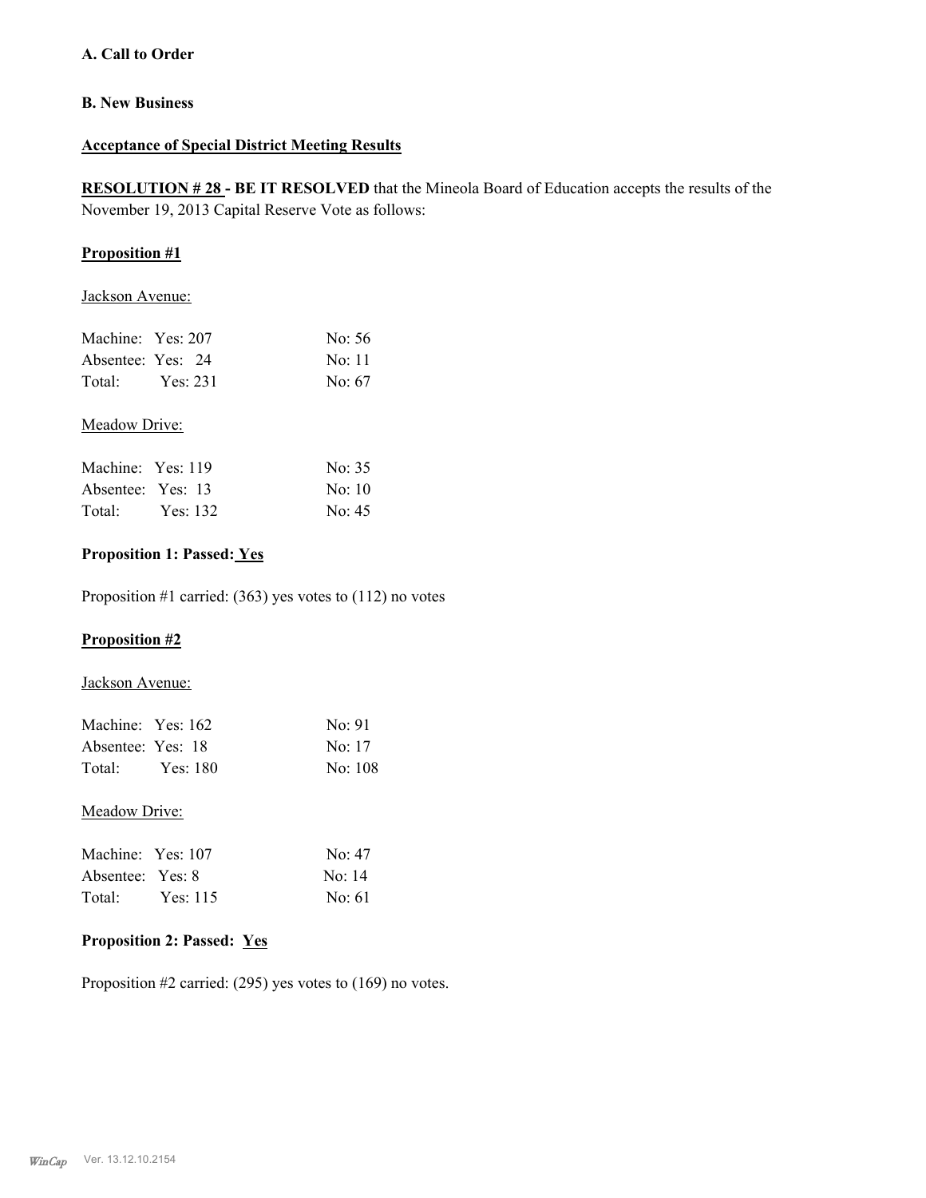**A. Call to Order**

**B. New Business**

**Acceptance of Special District Meeting Results**

**RESOLUTION # 28 - BE IT RESOLVED** that the Mineola Board of Education accepts the results of the November 19, 2013 Capital Reserve Vote as follows:

**Proposition #1**

Jackson Avenue:

| | | |
|---|---|---|
| Machine: | Yes: 207 | No: 56 |
| Absentee: | Yes: 24 | No: 11 |
| Total: | Yes: 231 | No: 67 |

Meadow Drive:

| | | |
|---|---|---|
| Machine: | Yes: 119 | No: 35 |
| Absentee: | Yes: 13 | No: 10 |
| Total: | Yes: 132 | No: 45 |

**Proposition 1: Passed: Yes**

Proposition #1 carried: (363) yes votes to (112) no votes

**Proposition #2**

Jackson Avenue:

| | | |
|---|---|---|
| Machine: | Yes: 162 | No: 91 |
| Absentee: | Yes: 18 | No: 17 |
| Total: | Yes: 180 | No: 108 |

Meadow Drive:

| | | |
|---|---|---|
| Machine: | Yes: 107 | No: 47 |
| Absentee: | Yes: 8 | No: 14 |
| Total: | Yes: 115 | No: 61 |

**Proposition 2: Passed: Yes**

Proposition #2 carried: (295) yes votes to (169) no votes.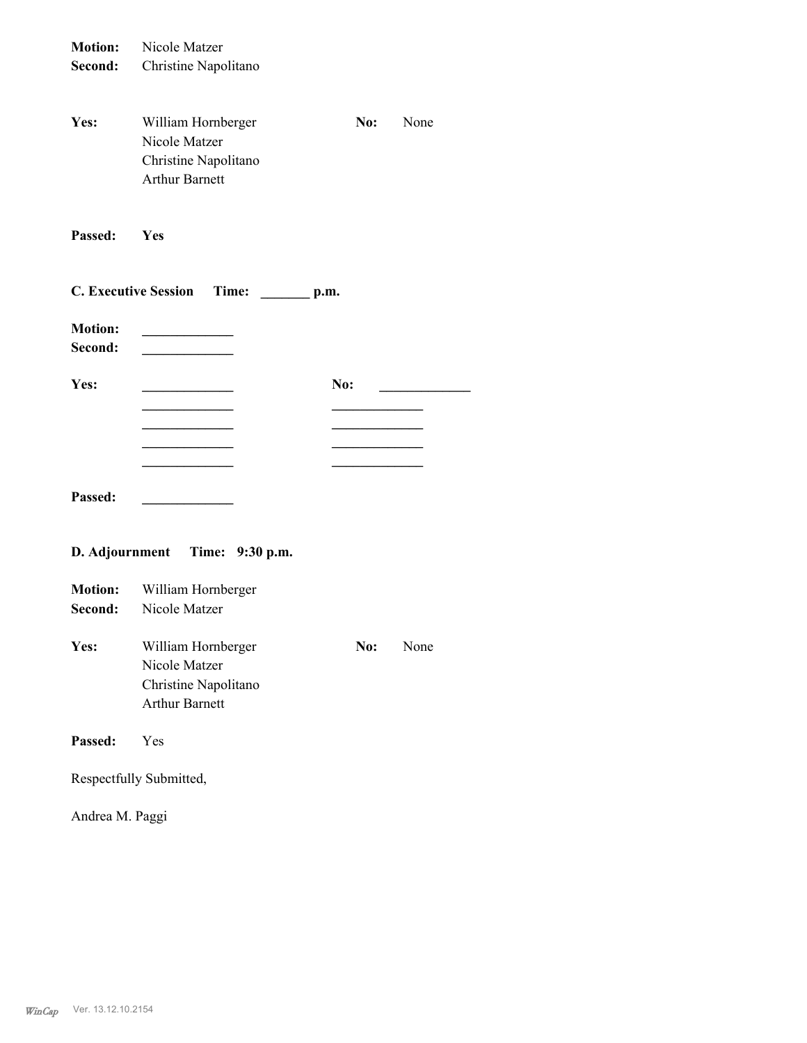**Motion:** Nicole Matzer
**Second:** Christine Napolitano

**Yes:** William Hornberger
Nicole Matzer
Christine Napolitano
Arthur Barnett

**No:** None

**Passed:** **Yes**

**C. Executive Session Time: _______ p.m.**

**Motion:** _____________
**Second:** _____________

**Yes:** _____________
_____________
_____________
_____________
_____________

**No:** _____________
_____________
_____________
_____________
_____________

**Passed:** _____________

**D. Adjournment Time: 9:30 p.m.**

**Motion:** William Hornberger
**Second:** Nicole Matzer

**Yes:** William Hornberger
Nicole Matzer
Christine Napolitano
Arthur Barnett

**No:** None

**Passed:** Yes

Respectfully Submitted,

Andrea M. Paggi